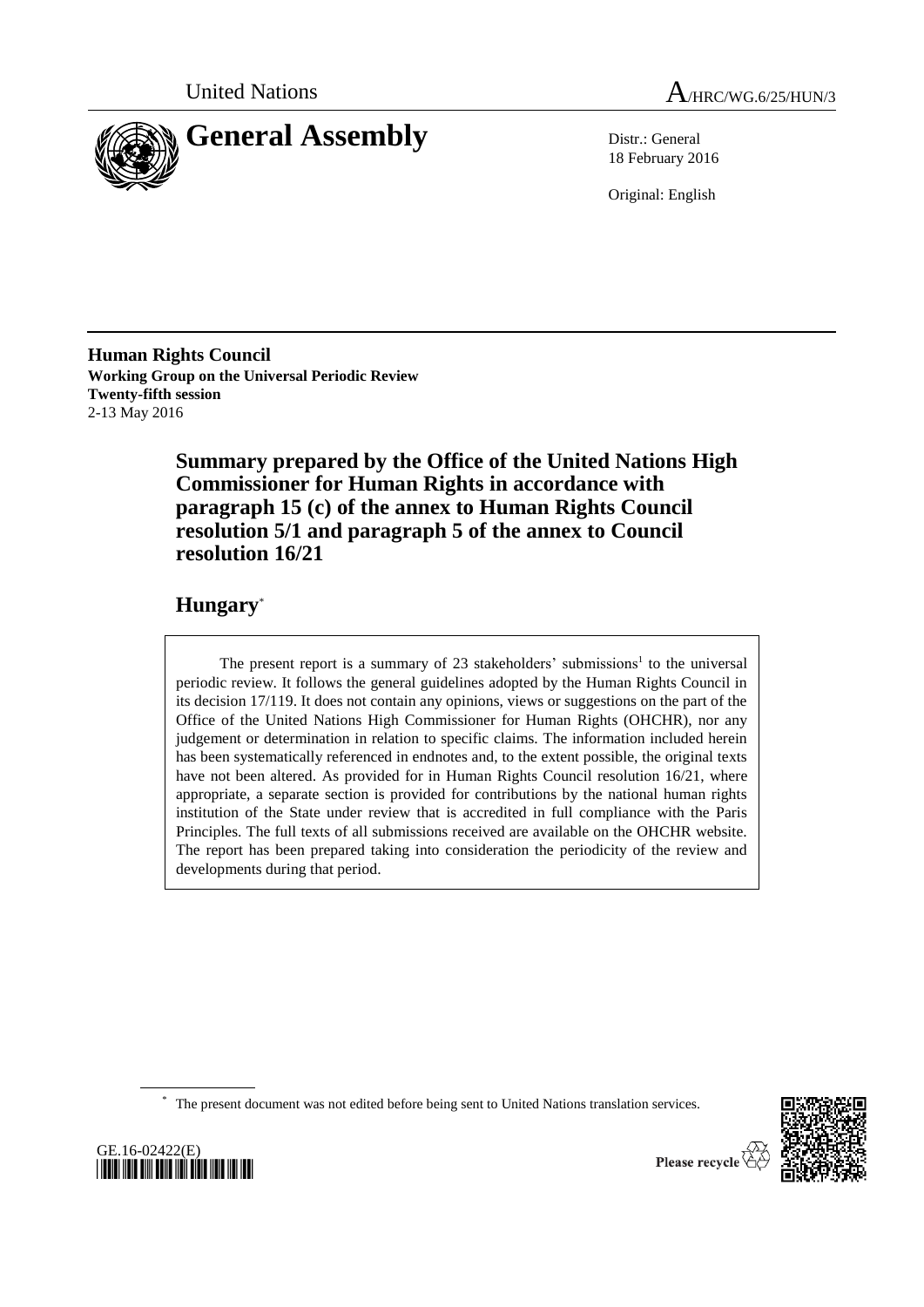United Nations

A/HRC/WG.6/25/HUN/3

# General Assembly

Distr.: General
18 February 2016

Original: English

**Human Rights Council**
**Working Group on the Universal Periodic Review**
**Twenty-fifth session**
2-13 May 2016

## Summary prepared by the Office of the United Nations High Commissioner for Human Rights in accordance with paragraph 15 (c) of the annex to Human Rights Council resolution 5/1 and paragraph 5 of the annex to Council resolution 16/21

## Hungary*

The present report is a summary of 23 stakeholders' submissions[1] to the universal periodic review. It follows the general guidelines adopted by the Human Rights Council in its decision 17/119. It does not contain any opinions, views or suggestions on the part of the Office of the United Nations High Commissioner for Human Rights (OHCHR), nor any judgement or determination in relation to specific claims. The information included herein has been systematically referenced in endnotes and, to the extent possible, the original texts have not been altered. As provided for in Human Rights Council resolution 16/21, where appropriate, a separate section is provided for contributions by the national human rights institution of the State under review that is accredited in full compliance with the Paris Principles. The full texts of all submissions received are available on the OHCHR website. The report has been prepared taking into consideration the periodicity of the review and developments during that period.

\* The present document was not edited before being sent to United Nations translation services.

GE.16-02422(E)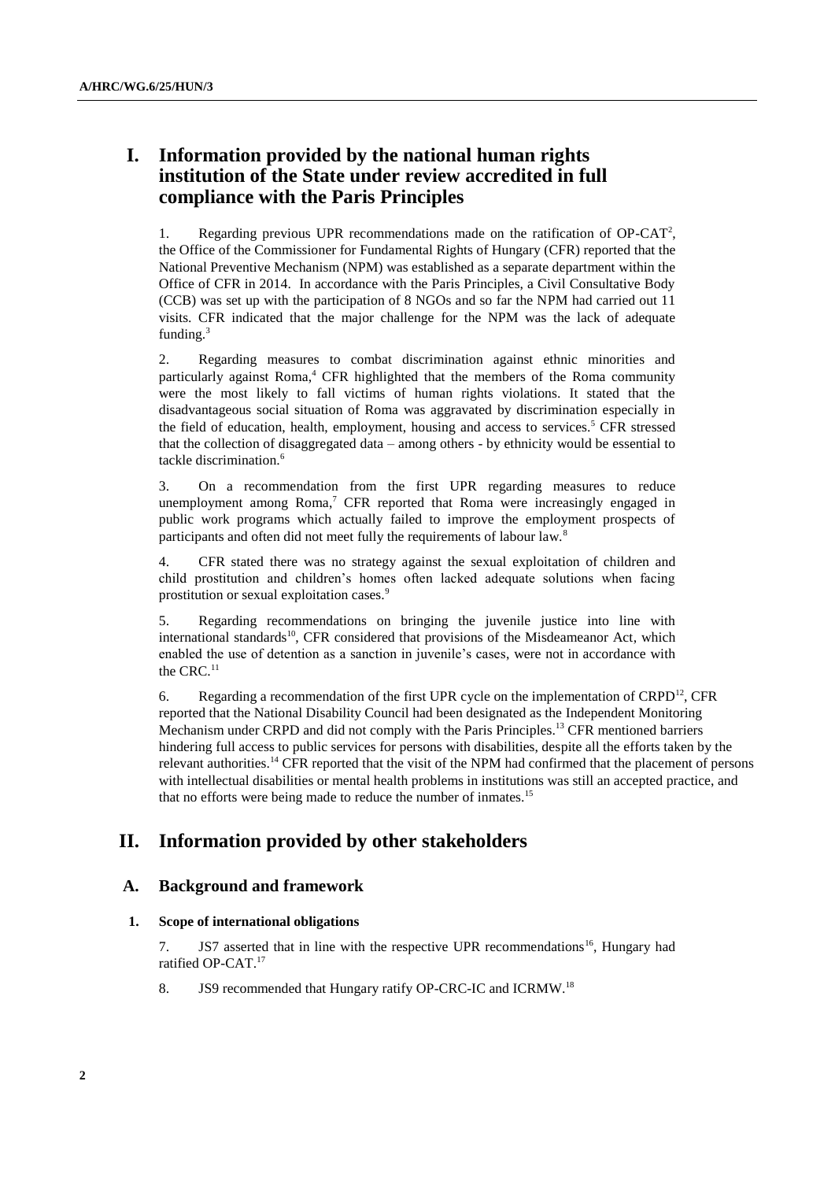# I. Information provided by the national human rights institution of the State under review accredited in full compliance with the Paris Principles

1. Regarding previous UPR recommendations made on the ratification of OP-CAT[2], the Office of the Commissioner for Fundamental Rights of Hungary (CFR) reported that the National Preventive Mechanism (NPM) was established as a separate department within the Office of CFR in 2014. In accordance with the Paris Principles, a Civil Consultative Body (CCB) was set up with the participation of 8 NGOs and so far the NPM had carried out 11 visits. CFR indicated that the major challenge for the NPM was the lack of adequate funding.[3]

2. Regarding measures to combat discrimination against ethnic minorities and particularly against Roma,[4] CFR highlighted that the members of the Roma community were the most likely to fall victims of human rights violations. It stated that the disadvantageous social situation of Roma was aggravated by discrimination especially in the field of education, health, employment, housing and access to services.[5] CFR stressed that the collection of disaggregated data – among others - by ethnicity would be essential to tackle discrimination.[6]

3. On a recommendation from the first UPR regarding measures to reduce unemployment among Roma,[7] CFR reported that Roma were increasingly engaged in public work programs which actually failed to improve the employment prospects of participants and often did not meet fully the requirements of labour law.[8]

4. CFR stated there was no strategy against the sexual exploitation of children and child prostitution and children's homes often lacked adequate solutions when facing prostitution or sexual exploitation cases.[9]

5. Regarding recommendations on bringing the juvenile justice into line with international standards[10], CFR considered that provisions of the Misdeameanor Act, which enabled the use of detention as a sanction in juvenile's cases, were not in accordance with the CRC.[11]

6. Regarding a recommendation of the first UPR cycle on the implementation of CRPD[12], CFR reported that the National Disability Council had been designated as the Independent Monitoring Mechanism under CRPD and did not comply with the Paris Principles.[13] CFR mentioned barriers hindering full access to public services for persons with disabilities, despite all the efforts taken by the relevant authorities.[14] CFR reported that the visit of the NPM had confirmed that the placement of persons with intellectual disabilities or mental health problems in institutions was still an accepted practice, and that no efforts were being made to reduce the number of inmates.[15]

# II. Information provided by other stakeholders

## A. Background and framework

### 1. Scope of international obligations

7. JS7 asserted that in line with the respective UPR recommendations[16], Hungary had ratified OP-CAT.[17]

8. JS9 recommended that Hungary ratify OP-CRC-IC and ICRMW.[18]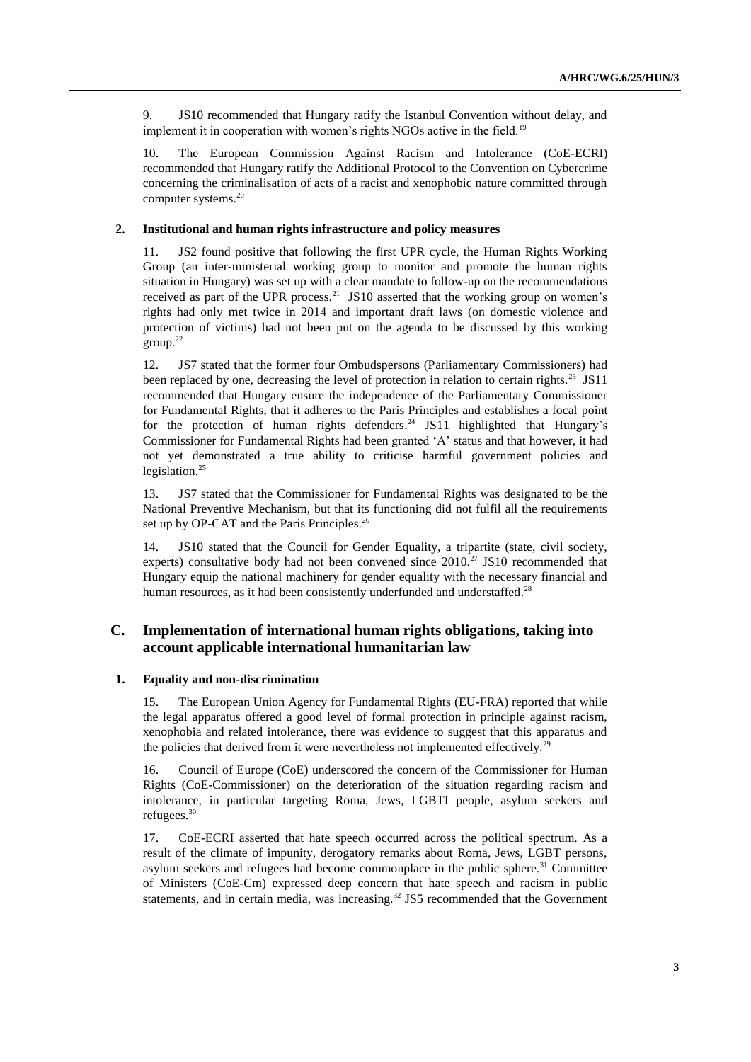9. JS10 recommended that Hungary ratify the Istanbul Convention without delay, and implement it in cooperation with women's rights NGOs active in the field.[19]

10. The European Commission Against Racism and Intolerance (CoE-ECRI) recommended that Hungary ratify the Additional Protocol to the Convention on Cybercrime concerning the criminalisation of acts of a racist and xenophobic nature committed through computer systems.[20]

### 2. Institutional and human rights infrastructure and policy measures

11. JS2 found positive that following the first UPR cycle, the Human Rights Working Group (an inter-ministerial working group to monitor and promote the human rights situation in Hungary) was set up with a clear mandate to follow-up on the recommendations received as part of the UPR process.[21] JS10 asserted that the working group on women's rights had only met twice in 2014 and important draft laws (on domestic violence and protection of victims) had not been put on the agenda to be discussed by this working group.[22]

12. JS7 stated that the former four Ombudspersons (Parliamentary Commissioners) had been replaced by one, decreasing the level of protection in relation to certain rights.[23] JS11 recommended that Hungary ensure the independence of the Parliamentary Commissioner for Fundamental Rights, that it adheres to the Paris Principles and establishes a focal point for the protection of human rights defenders.[24] JS11 highlighted that Hungary's Commissioner for Fundamental Rights had been granted 'A' status and that however, it had not yet demonstrated a true ability to criticise harmful government policies and legislation.[25]

13. JS7 stated that the Commissioner for Fundamental Rights was designated to be the National Preventive Mechanism, but that its functioning did not fulfil all the requirements set up by OP-CAT and the Paris Principles.[26]

14. JS10 stated that the Council for Gender Equality, a tripartite (state, civil society, experts) consultative body had not been convened since 2010.[27] JS10 recommended that Hungary equip the national machinery for gender equality with the necessary financial and human resources, as it had been consistently underfunded and understaffed.[28]

## C. Implementation of international human rights obligations, taking into account applicable international humanitarian law

### 1. Equality and non-discrimination

15. The European Union Agency for Fundamental Rights (EU-FRA) reported that while the legal apparatus offered a good level of formal protection in principle against racism, xenophobia and related intolerance, there was evidence to suggest that this apparatus and the policies that derived from it were nevertheless not implemented effectively.[29]

16. Council of Europe (CoE) underscored the concern of the Commissioner for Human Rights (CoE-Commissioner) on the deterioration of the situation regarding racism and intolerance, in particular targeting Roma, Jews, LGBTI people, asylum seekers and refugees.[30]

17. CoE-ECRI asserted that hate speech occurred across the political spectrum. As a result of the climate of impunity, derogatory remarks about Roma, Jews, LGBT persons, asylum seekers and refugees had become commonplace in the public sphere.[31] Committee of Ministers (CoE-Cm) expressed deep concern that hate speech and racism in public statements, and in certain media, was increasing.[32] JS5 recommended that the Government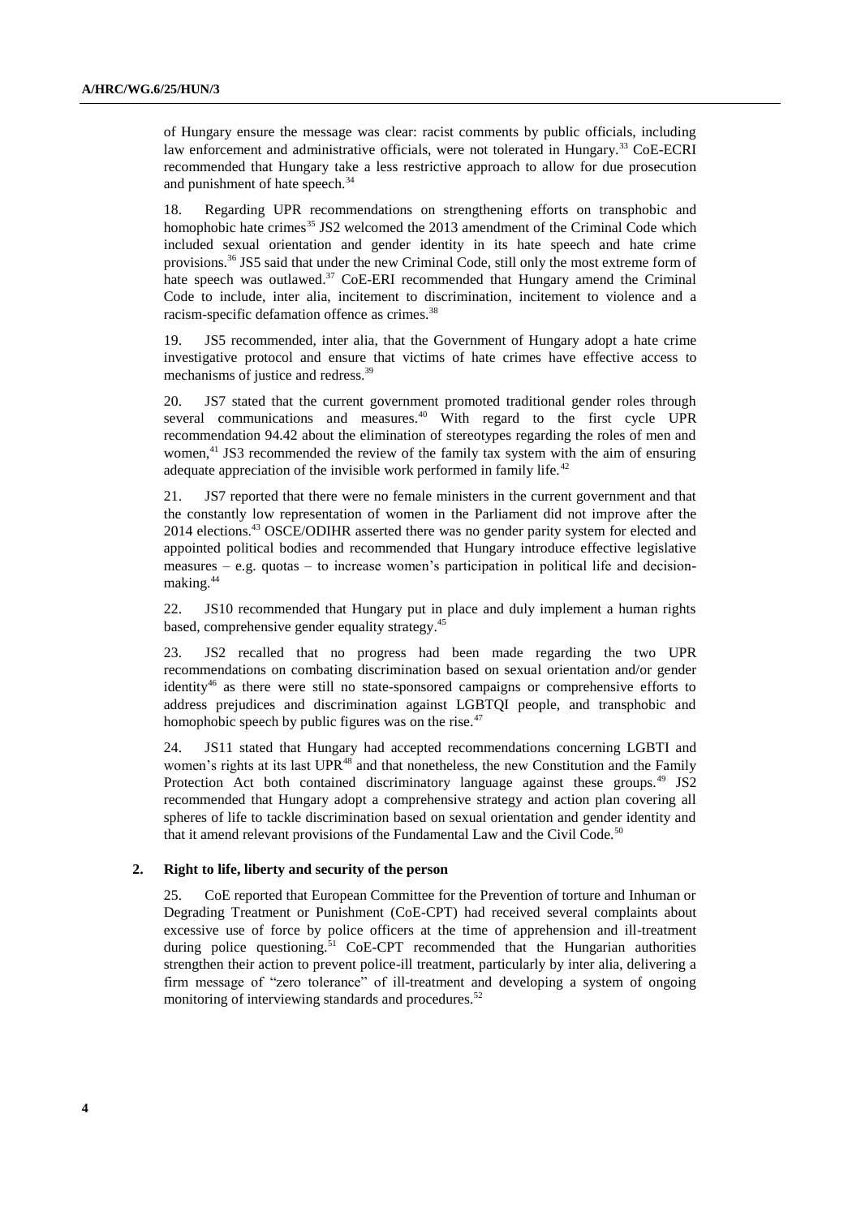of Hungary ensure the message was clear: racist comments by public officials, including law enforcement and administrative officials, were not tolerated in Hungary.[33] CoE-ECRI recommended that Hungary take a less restrictive approach to allow for due prosecution and punishment of hate speech.[34]

18. Regarding UPR recommendations on strengthening efforts on transphobic and homophobic hate crimes[35] JS2 welcomed the 2013 amendment of the Criminal Code which included sexual orientation and gender identity in its hate speech and hate crime provisions.[36] JS5 said that under the new Criminal Code, still only the most extreme form of hate speech was outlawed.[37] CoE-ERI recommended that Hungary amend the Criminal Code to include, inter alia, incitement to discrimination, incitement to violence and a racism-specific defamation offence as crimes.[38]

19. JS5 recommended, inter alia, that the Government of Hungary adopt a hate crime investigative protocol and ensure that victims of hate crimes have effective access to mechanisms of justice and redress.[39]

20. JS7 stated that the current government promoted traditional gender roles through several communications and measures.[40] With regard to the first cycle UPR recommendation 94.42 about the elimination of stereotypes regarding the roles of men and women,[41] JS3 recommended the review of the family tax system with the aim of ensuring adequate appreciation of the invisible work performed in family life.[42]

21. JS7 reported that there were no female ministers in the current government and that the constantly low representation of women in the Parliament did not improve after the 2014 elections.[43] OSCE/ODIHR asserted there was no gender parity system for elected and appointed political bodies and recommended that Hungary introduce effective legislative measures – e.g. quotas – to increase women's participation in political life and decision-making.[44]

22. JS10 recommended that Hungary put in place and duly implement a human rights based, comprehensive gender equality strategy.[45]

23. JS2 recalled that no progress had been made regarding the two UPR recommendations on combating discrimination based on sexual orientation and/or gender identity[46] as there were still no state-sponsored campaigns or comprehensive efforts to address prejudices and discrimination against LGBTQI people, and transphobic and homophobic speech by public figures was on the rise.[47]

24. JS11 stated that Hungary had accepted recommendations concerning LGBTI and women's rights at its last UPR[48] and that nonetheless, the new Constitution and the Family Protection Act both contained discriminatory language against these groups.[49] JS2 recommended that Hungary adopt a comprehensive strategy and action plan covering all spheres of life to tackle discrimination based on sexual orientation and gender identity and that it amend relevant provisions of the Fundamental Law and the Civil Code.[50]

## 2. Right to life, liberty and security of the person

25. CoE reported that European Committee for the Prevention of torture and Inhuman or Degrading Treatment or Punishment (CoE-CPT) had received several complaints about excessive use of force by police officers at the time of apprehension and ill-treatment during police questioning.[51] CoE-CPT recommended that the Hungarian authorities strengthen their action to prevent police-ill treatment, particularly by inter alia, delivering a firm message of "zero tolerance" of ill-treatment and developing a system of ongoing monitoring of interviewing standards and procedures.[52]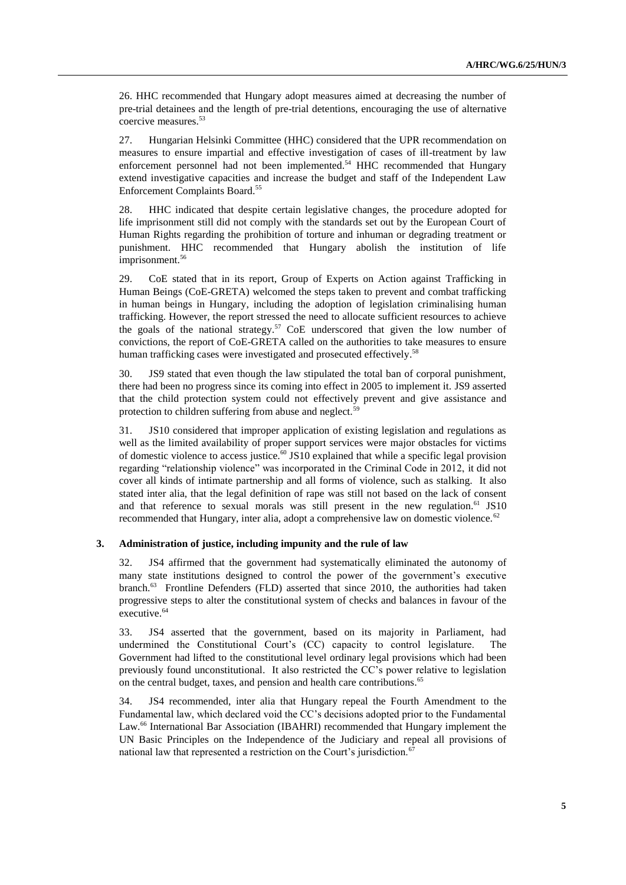26. HHC recommended that Hungary adopt measures aimed at decreasing the number of pre-trial detainees and the length of pre-trial detentions, encouraging the use of alternative coercive measures.[53]

27. Hungarian Helsinki Committee (HHC) considered that the UPR recommendation on measures to ensure impartial and effective investigation of cases of ill-treatment by law enforcement personnel had not been implemented.[54] HHC recommended that Hungary extend investigative capacities and increase the budget and staff of the Independent Law Enforcement Complaints Board.[55]

28. HHC indicated that despite certain legislative changes, the procedure adopted for life imprisonment still did not comply with the standards set out by the European Court of Human Rights regarding the prohibition of torture and inhuman or degrading treatment or punishment. HHC recommended that Hungary abolish the institution of life imprisonment.[56]

29. CoE stated that in its report, Group of Experts on Action against Trafficking in Human Beings (CoE-GRETA) welcomed the steps taken to prevent and combat trafficking in human beings in Hungary, including the adoption of legislation criminalising human trafficking. However, the report stressed the need to allocate sufficient resources to achieve the goals of the national strategy.[57] CoE underscored that given the low number of convictions, the report of CoE-GRETA called on the authorities to take measures to ensure human trafficking cases were investigated and prosecuted effectively.[58]

30. JS9 stated that even though the law stipulated the total ban of corporal punishment, there had been no progress since its coming into effect in 2005 to implement it. JS9 asserted that the child protection system could not effectively prevent and give assistance and protection to children suffering from abuse and neglect.[59]

31. JS10 considered that improper application of existing legislation and regulations as well as the limited availability of proper support services were major obstacles for victims of domestic violence to access justice.[60] JS10 explained that while a specific legal provision regarding "relationship violence" was incorporated in the Criminal Code in 2012, it did not cover all kinds of intimate partnership and all forms of violence, such as stalking. It also stated inter alia, that the legal definition of rape was still not based on the lack of consent and that reference to sexual morals was still present in the new regulation.[61] JS10 recommended that Hungary, inter alia, adopt a comprehensive law on domestic violence.[62]

### 3. Administration of justice, including impunity and the rule of law

32. JS4 affirmed that the government had systematically eliminated the autonomy of many state institutions designed to control the power of the government's executive branch.[63] Frontline Defenders (FLD) asserted that since 2010, the authorities had taken progressive steps to alter the constitutional system of checks and balances in favour of the executive.[64]

33. JS4 asserted that the government, based on its majority in Parliament, had undermined the Constitutional Court's (CC) capacity to control legislature. The Government had lifted to the constitutional level ordinary legal provisions which had been previously found unconstitutional. It also restricted the CC's power relative to legislation on the central budget, taxes, and pension and health care contributions.[65]

34. JS4 recommended, inter alia that Hungary repeal the Fourth Amendment to the Fundamental law, which declared void the CC's decisions adopted prior to the Fundamental Law.[66] International Bar Association (IBAHRI) recommended that Hungary implement the UN Basic Principles on the Independence of the Judiciary and repeal all provisions of national law that represented a restriction on the Court's jurisdiction.[67]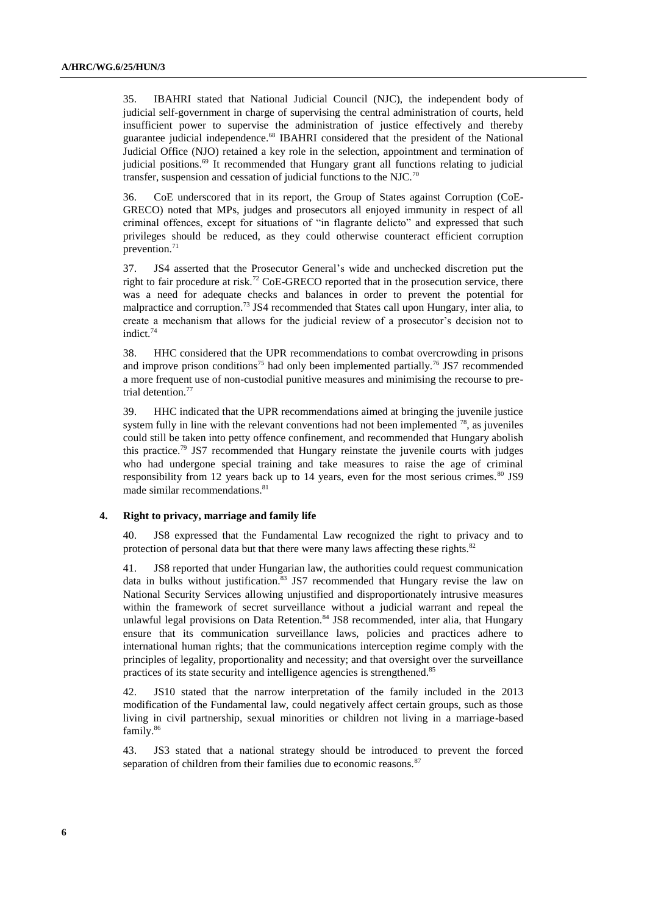35. IBAHRI stated that National Judicial Council (NJC), the independent body of judicial self-government in charge of supervising the central administration of courts, held insufficient power to supervise the administration of justice effectively and thereby guarantee judicial independence.[68] IBAHRI considered that the president of the National Judicial Office (NJO) retained a key role in the selection, appointment and termination of judicial positions.[69] It recommended that Hungary grant all functions relating to judicial transfer, suspension and cessation of judicial functions to the NJC.[70]

36. CoE underscored that in its report, the Group of States against Corruption (CoE-GRECO) noted that MPs, judges and prosecutors all enjoyed immunity in respect of all criminal offences, except for situations of "in flagrante delicto" and expressed that such privileges should be reduced, as they could otherwise counteract efficient corruption prevention.[71]

37. JS4 asserted that the Prosecutor General's wide and unchecked discretion put the right to fair procedure at risk.[72] CoE-GRECO reported that in the prosecution service, there was a need for adequate checks and balances in order to prevent the potential for malpractice and corruption.[73] JS4 recommended that States call upon Hungary, inter alia, to create a mechanism that allows for the judicial review of a prosecutor's decision not to indict.[74]

38. HHC considered that the UPR recommendations to combat overcrowding in prisons and improve prison conditions[75] had only been implemented partially.[76] JS7 recommended a more frequent use of non-custodial punitive measures and minimising the recourse to pre-trial detention.[77]

39. HHC indicated that the UPR recommendations aimed at bringing the juvenile justice system fully in line with the relevant conventions had not been implemented [78], as juveniles could still be taken into petty offence confinement, and recommended that Hungary abolish this practice.[79] JS7 recommended that Hungary reinstate the juvenile courts with judges who had undergone special training and take measures to raise the age of criminal responsibility from 12 years back up to 14 years, even for the most serious crimes.[80] JS9 made similar recommendations.[81]

#### 4. Right to privacy, marriage and family life

40. JS8 expressed that the Fundamental Law recognized the right to privacy and to protection of personal data but that there were many laws affecting these rights.[82]

41. JS8 reported that under Hungarian law, the authorities could request communication data in bulks without justification.[83] JS7 recommended that Hungary revise the law on National Security Services allowing unjustified and disproportionately intrusive measures within the framework of secret surveillance without a judicial warrant and repeal the unlawful legal provisions on Data Retention.[84] JS8 recommended, inter alia, that Hungary ensure that its communication surveillance laws, policies and practices adhere to international human rights; that the communications interception regime comply with the principles of legality, proportionality and necessity; and that oversight over the surveillance practices of its state security and intelligence agencies is strengthened.[85]

42. JS10 stated that the narrow interpretation of the family included in the 2013 modification of the Fundamental law, could negatively affect certain groups, such as those living in civil partnership, sexual minorities or children not living in a marriage-based family.[86]

43. JS3 stated that a national strategy should be introduced to prevent the forced separation of children from their families due to economic reasons.[87]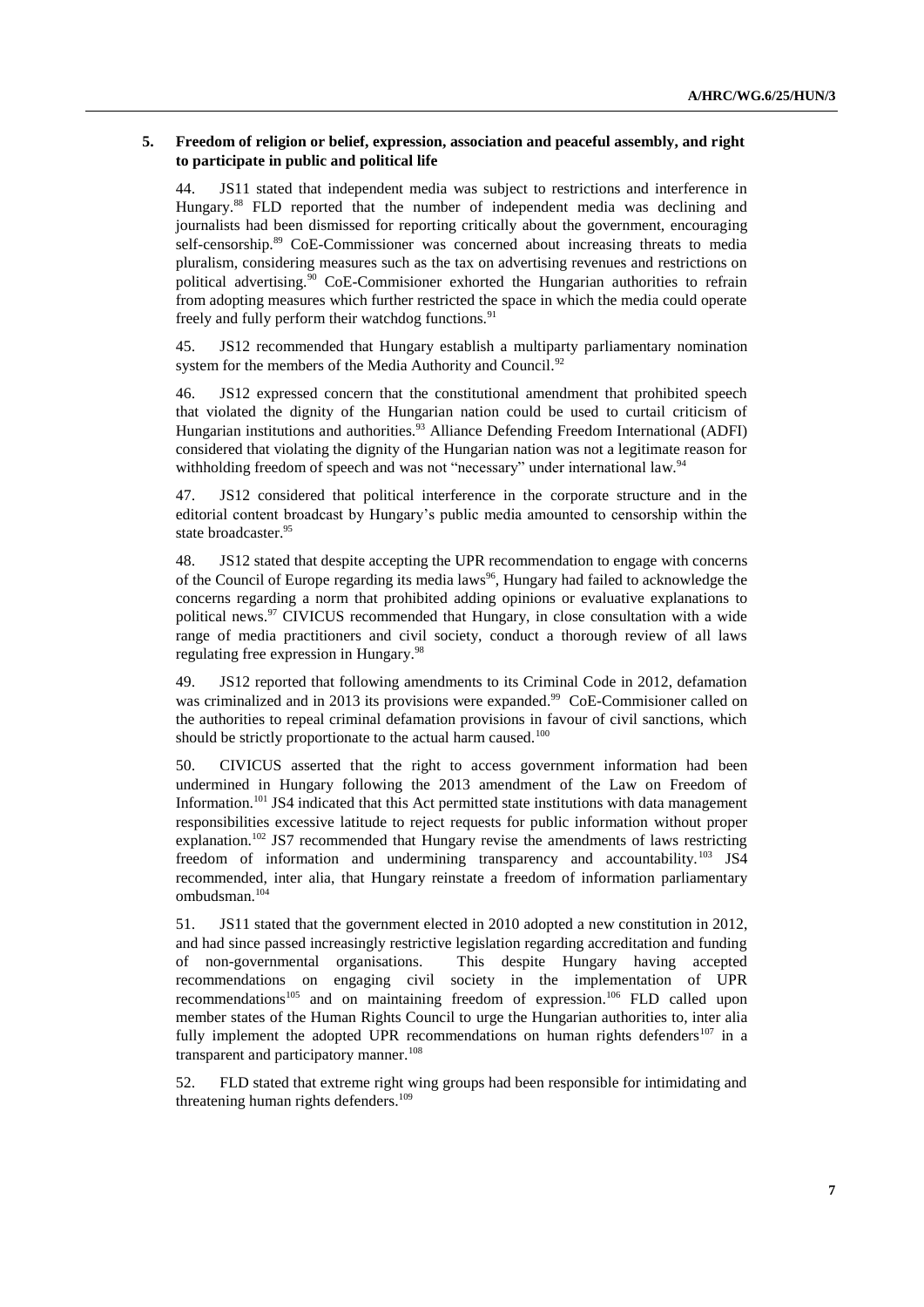### 5. Freedom of religion or belief, expression, association and peaceful assembly, and right to participate in public and political life

44. JS11 stated that independent media was subject to restrictions and interference in Hungary.[88] FLD reported that the number of independent media was declining and journalists had been dismissed for reporting critically about the government, encouraging self-censorship.[89] CoE-Commissioner was concerned about increasing threats to media pluralism, considering measures such as the tax on advertising revenues and restrictions on political advertising.[90] CoE-Commisioner exhorted the Hungarian authorities to refrain from adopting measures which further restricted the space in which the media could operate freely and fully perform their watchdog functions.[91]

45. JS12 recommended that Hungary establish a multiparty parliamentary nomination system for the members of the Media Authority and Council.[92]

46. JS12 expressed concern that the constitutional amendment that prohibited speech that violated the dignity of the Hungarian nation could be used to curtail criticism of Hungarian institutions and authorities.[93] Alliance Defending Freedom International (ADFI) considered that violating the dignity of the Hungarian nation was not a legitimate reason for withholding freedom of speech and was not "necessary" under international law.[94]

47. JS12 considered that political interference in the corporate structure and in the editorial content broadcast by Hungary's public media amounted to censorship within the state broadcaster.[95]

48. JS12 stated that despite accepting the UPR recommendation to engage with concerns of the Council of Europe regarding its media laws[96], Hungary had failed to acknowledge the concerns regarding a norm that prohibited adding opinions or evaluative explanations to political news.[97] CIVICUS recommended that Hungary, in close consultation with a wide range of media practitioners and civil society, conduct a thorough review of all laws regulating free expression in Hungary.[98]

49. JS12 reported that following amendments to its Criminal Code in 2012, defamation was criminalized and in 2013 its provisions were expanded.[99] CoE-Commisioner called on the authorities to repeal criminal defamation provisions in favour of civil sanctions, which should be strictly proportionate to the actual harm caused.[100]

50. CIVICUS asserted that the right to access government information had been undermined in Hungary following the 2013 amendment of the Law on Freedom of Information.[101] JS4 indicated that this Act permitted state institutions with data management responsibilities excessive latitude to reject requests for public information without proper explanation.[102] JS7 recommended that Hungary revise the amendments of laws restricting freedom of information and undermining transparency and accountability.[103] JS4 recommended, inter alia, that Hungary reinstate a freedom of information parliamentary ombudsman.[104]

51. JS11 stated that the government elected in 2010 adopted a new constitution in 2012, and had since passed increasingly restrictive legislation regarding accreditation and funding of non-governmental organisations. This despite Hungary having accepted recommendations on engaging civil society in the implementation of UPR recommendations[105] and on maintaining freedom of expression.[106] FLD called upon member states of the Human Rights Council to urge the Hungarian authorities to, inter alia fully implement the adopted UPR recommendations on human rights defenders[107] in a transparent and participatory manner.[108]

52. FLD stated that extreme right wing groups had been responsible for intimidating and threatening human rights defenders.[109]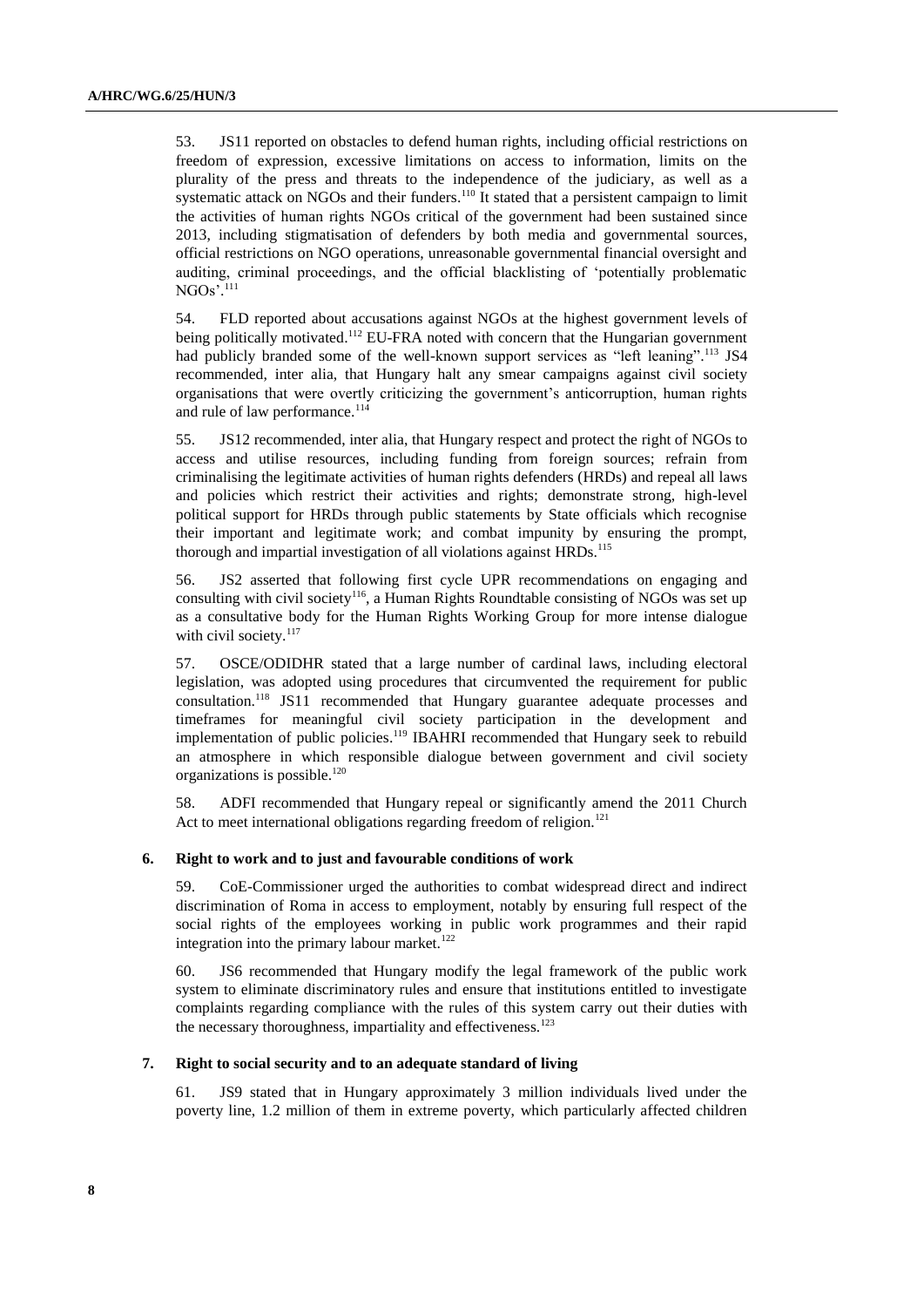53. JS11 reported on obstacles to defend human rights, including official restrictions on freedom of expression, excessive limitations on access to information, limits on the plurality of the press and threats to the independence of the judiciary, as well as a systematic attack on NGOs and their funders.[110] It stated that a persistent campaign to limit the activities of human rights NGOs critical of the government had been sustained since 2013, including stigmatisation of defenders by both media and governmental sources, official restrictions on NGO operations, unreasonable governmental financial oversight and auditing, criminal proceedings, and the official blacklisting of 'potentially problematic NGOs'.[111]

54. FLD reported about accusations against NGOs at the highest government levels of being politically motivated.[112] EU-FRA noted with concern that the Hungarian government had publicly branded some of the well-known support services as "left leaning".[113] JS4 recommended, inter alia, that Hungary halt any smear campaigns against civil society organisations that were overtly criticizing the government's anticorruption, human rights and rule of law performance.[114]

55. JS12 recommended, inter alia, that Hungary respect and protect the right of NGOs to access and utilise resources, including funding from foreign sources; refrain from criminalising the legitimate activities of human rights defenders (HRDs) and repeal all laws and policies which restrict their activities and rights; demonstrate strong, high-level political support for HRDs through public statements by State officials which recognise their important and legitimate work; and combat impunity by ensuring the prompt, thorough and impartial investigation of all violations against HRDs.[115]

56. JS2 asserted that following first cycle UPR recommendations on engaging and consulting with civil society[116], a Human Rights Roundtable consisting of NGOs was set up as a consultative body for the Human Rights Working Group for more intense dialogue with civil society.[117]

57. OSCE/ODIDHR stated that a large number of cardinal laws, including electoral legislation, was adopted using procedures that circumvented the requirement for public consultation.[118] JS11 recommended that Hungary guarantee adequate processes and timeframes for meaningful civil society participation in the development and implementation of public policies.[119] IBAHRI recommended that Hungary seek to rebuild an atmosphere in which responsible dialogue between government and civil society organizations is possible.[120]

58. ADFI recommended that Hungary repeal or significantly amend the 2011 Church Act to meet international obligations regarding freedom of religion.[121]

### 6. Right to work and to just and favourable conditions of work

59. CoE-Commissioner urged the authorities to combat widespread direct and indirect discrimination of Roma in access to employment, notably by ensuring full respect of the social rights of the employees working in public work programmes and their rapid integration into the primary labour market.[122]

60. JS6 recommended that Hungary modify the legal framework of the public work system to eliminate discriminatory rules and ensure that institutions entitled to investigate complaints regarding compliance with the rules of this system carry out their duties with the necessary thoroughness, impartiality and effectiveness.[123]

### 7. Right to social security and to an adequate standard of living

61. JS9 stated that in Hungary approximately 3 million individuals lived under the poverty line, 1.2 million of them in extreme poverty, which particularly affected children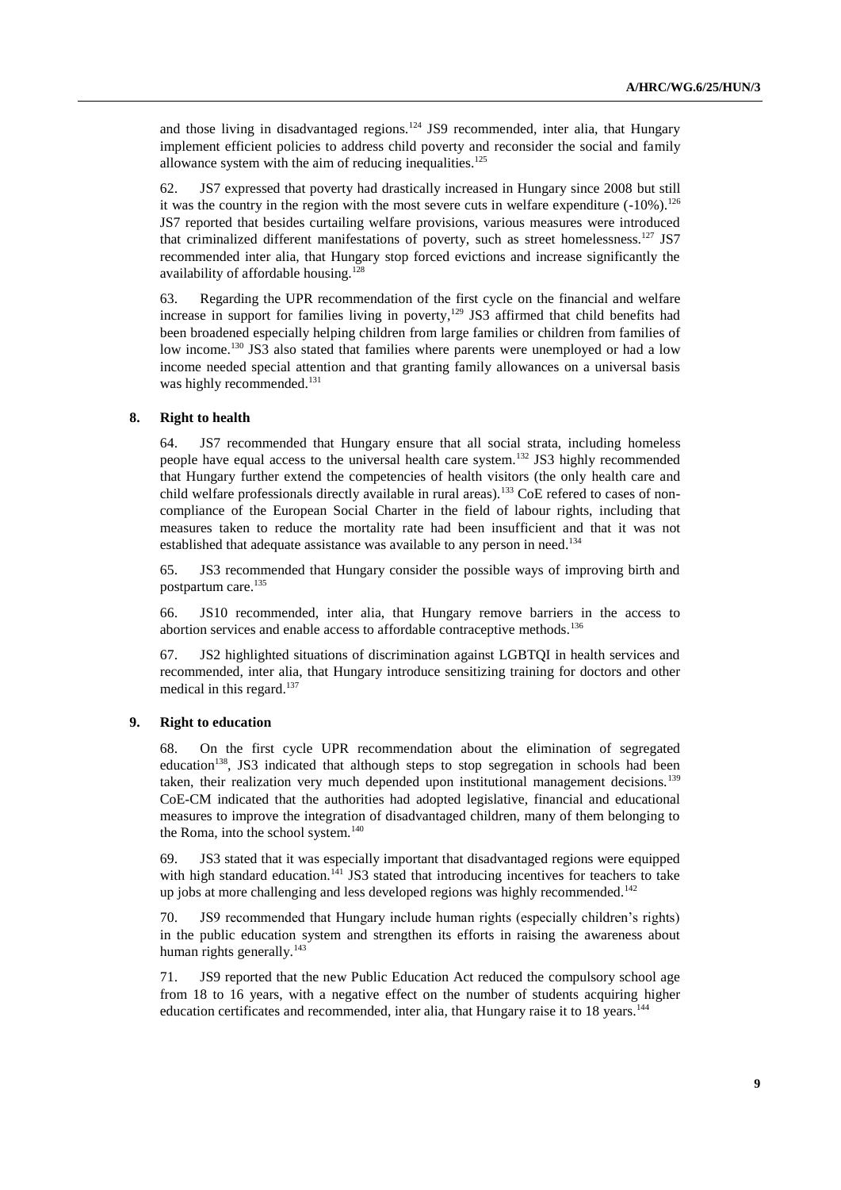and those living in disadvantaged regions.[124] JS9 recommended, inter alia, that Hungary implement efficient policies to address child poverty and reconsider the social and family allowance system with the aim of reducing inequalities.[125]

62. JS7 expressed that poverty had drastically increased in Hungary since 2008 but still it was the country in the region with the most severe cuts in welfare expenditure (-10%).[126] JS7 reported that besides curtailing welfare provisions, various measures were introduced that criminalized different manifestations of poverty, such as street homelessness.[127] JS7 recommended inter alia, that Hungary stop forced evictions and increase significantly the availability of affordable housing.[128]

63. Regarding the UPR recommendation of the first cycle on the financial and welfare increase in support for families living in poverty,[129] JS3 affirmed that child benefits had been broadened especially helping children from large families or children from families of low income.[130] JS3 also stated that families where parents were unemployed or had a low income needed special attention and that granting family allowances on a universal basis was highly recommended.[131]

### 8. Right to health

64. JS7 recommended that Hungary ensure that all social strata, including homeless people have equal access to the universal health care system.[132] JS3 highly recommended that Hungary further extend the competencies of health visitors (the only health care and child welfare professionals directly available in rural areas).[133] CoE refered to cases of non-compliance of the European Social Charter in the field of labour rights, including that measures taken to reduce the mortality rate had been insufficient and that it was not established that adequate assistance was available to any person in need.[134]

65. JS3 recommended that Hungary consider the possible ways of improving birth and postpartum care.[135]

66. JS10 recommended, inter alia, that Hungary remove barriers in the access to abortion services and enable access to affordable contraceptive methods.[136]

67. JS2 highlighted situations of discrimination against LGBTQI in health services and recommended, inter alia, that Hungary introduce sensitizing training for doctors and other medical in this regard.[137]

### 9. Right to education

68. On the first cycle UPR recommendation about the elimination of segregated education[138], JS3 indicated that although steps to stop segregation in schools had been taken, their realization very much depended upon institutional management decisions.[139] CoE-CM indicated that the authorities had adopted legislative, financial and educational measures to improve the integration of disadvantaged children, many of them belonging to the Roma, into the school system.[140]

69. JS3 stated that it was especially important that disadvantaged regions were equipped with high standard education.[141] JS3 stated that introducing incentives for teachers to take up jobs at more challenging and less developed regions was highly recommended.[142]

70. JS9 recommended that Hungary include human rights (especially children's rights) in the public education system and strengthen its efforts in raising the awareness about human rights generally.[143]

71. JS9 reported that the new Public Education Act reduced the compulsory school age from 18 to 16 years, with a negative effect on the number of students acquiring higher education certificates and recommended, inter alia, that Hungary raise it to 18 years.[144]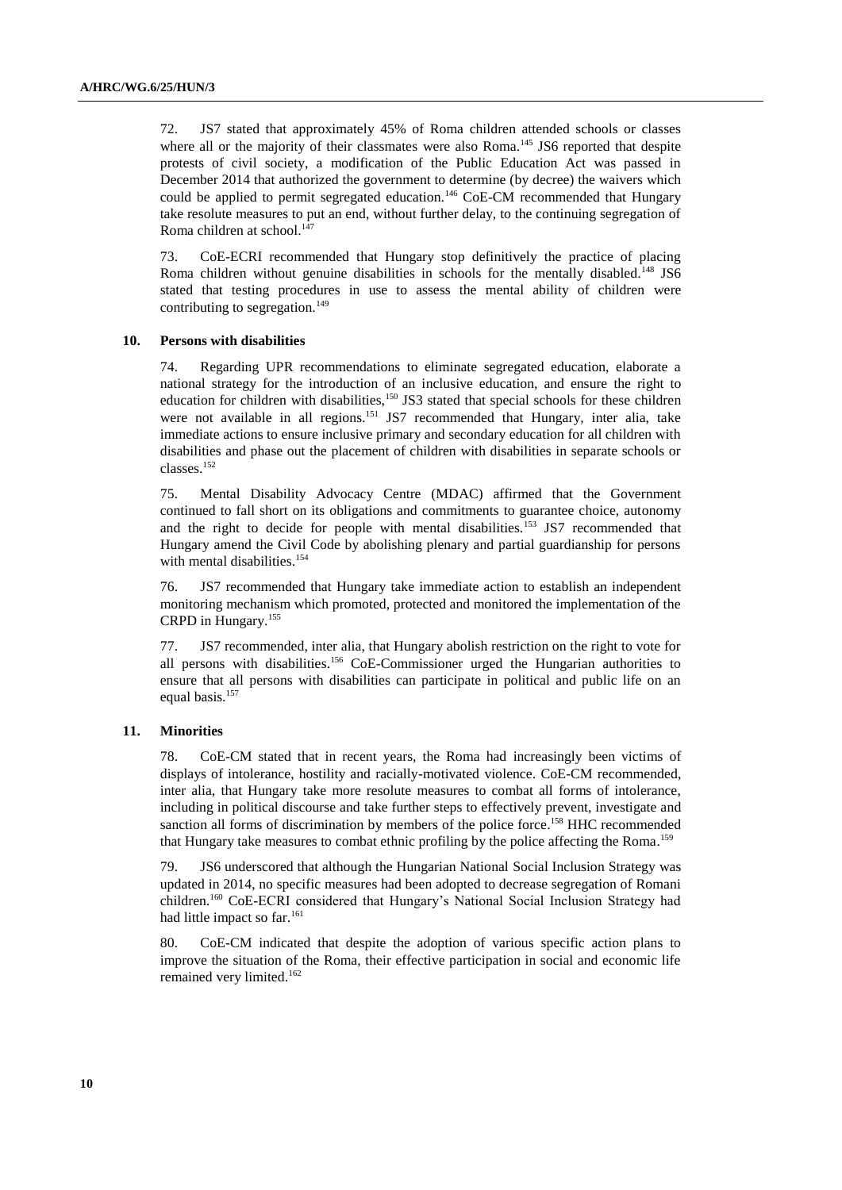72. JS7 stated that approximately 45% of Roma children attended schools or classes where all or the majority of their classmates were also Roma.[145] JS6 reported that despite protests of civil society, a modification of the Public Education Act was passed in December 2014 that authorized the government to determine (by decree) the waivers which could be applied to permit segregated education.[146] CoE-CM recommended that Hungary take resolute measures to put an end, without further delay, to the continuing segregation of Roma children at school.[147]

73. CoE-ECRI recommended that Hungary stop definitively the practice of placing Roma children without genuine disabilities in schools for the mentally disabled.[148] JS6 stated that testing procedures in use to assess the mental ability of children were contributing to segregation.[149]

### 10. Persons with disabilities

74. Regarding UPR recommendations to eliminate segregated education, elaborate a national strategy for the introduction of an inclusive education, and ensure the right to education for children with disabilities,[150] JS3 stated that special schools for these children were not available in all regions.[151] JS7 recommended that Hungary, inter alia, take immediate actions to ensure inclusive primary and secondary education for all children with disabilities and phase out the placement of children with disabilities in separate schools or classes.[152]

75. Mental Disability Advocacy Centre (MDAC) affirmed that the Government continued to fall short on its obligations and commitments to guarantee choice, autonomy and the right to decide for people with mental disabilities.[153] JS7 recommended that Hungary amend the Civil Code by abolishing plenary and partial guardianship for persons with mental disabilities.[154]

76. JS7 recommended that Hungary take immediate action to establish an independent monitoring mechanism which promoted, protected and monitored the implementation of the CRPD in Hungary.[155]

77. JS7 recommended, inter alia, that Hungary abolish restriction on the right to vote for all persons with disabilities.[156] CoE-Commissioner urged the Hungarian authorities to ensure that all persons with disabilities can participate in political and public life on an equal basis.[157]

### 11. Minorities

78. CoE-CM stated that in recent years, the Roma had increasingly been victims of displays of intolerance, hostility and racially-motivated violence. CoE-CM recommended, inter alia, that Hungary take more resolute measures to combat all forms of intolerance, including in political discourse and take further steps to effectively prevent, investigate and sanction all forms of discrimination by members of the police force.[158] HHC recommended that Hungary take measures to combat ethnic profiling by the police affecting the Roma.[159]

79. JS6 underscored that although the Hungarian National Social Inclusion Strategy was updated in 2014, no specific measures had been adopted to decrease segregation of Romani children.[160] CoE-ECRI considered that Hungary's National Social Inclusion Strategy had had little impact so far.[161]

80. CoE-CM indicated that despite the adoption of various specific action plans to improve the situation of the Roma, their effective participation in social and economic life remained very limited.[162]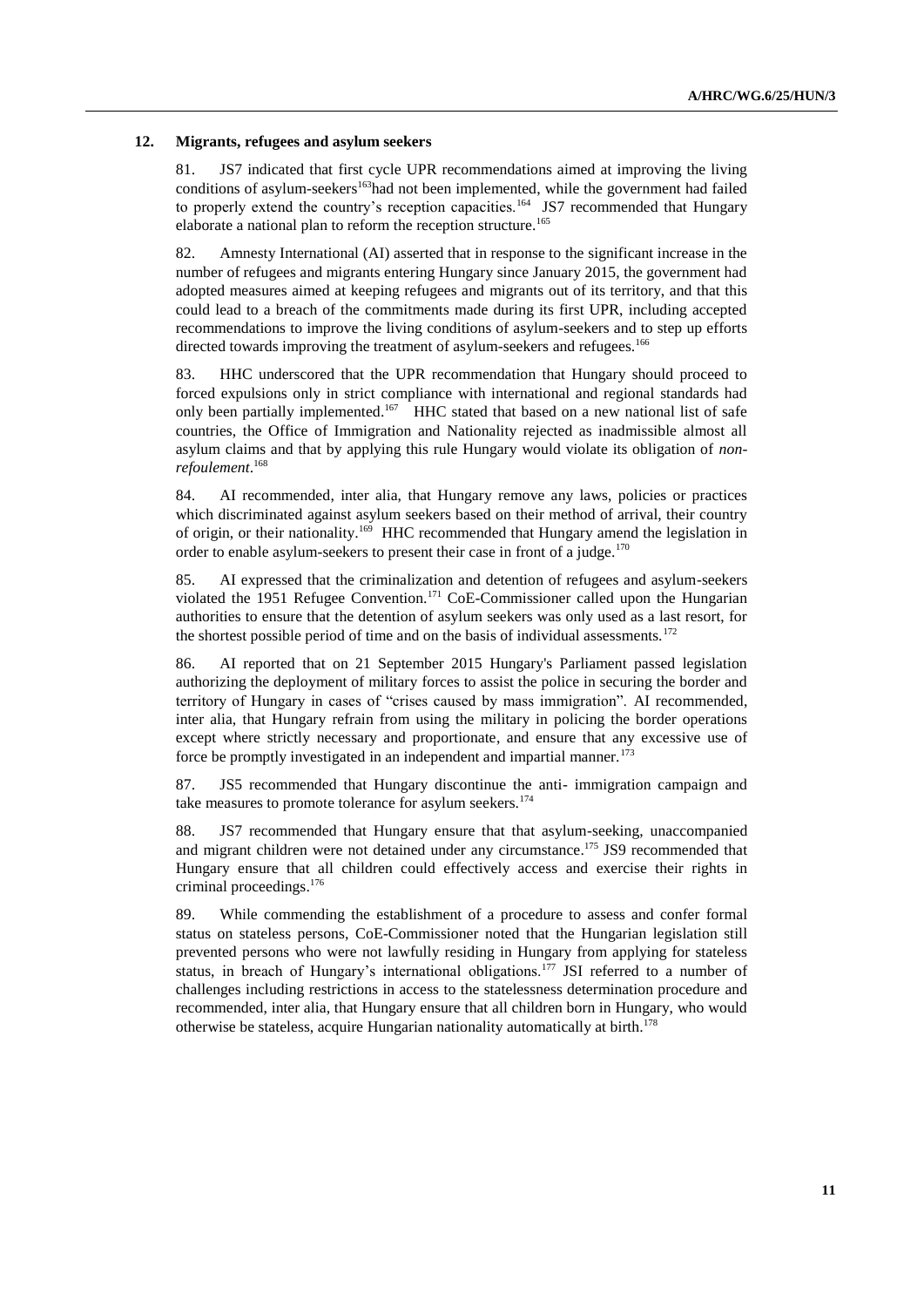### 12. Migrants, refugees and asylum seekers

81. JS7 indicated that first cycle UPR recommendations aimed at improving the living conditions of asylum-seekers[163]had not been implemented, while the government had failed to properly extend the country's reception capacities.[164] JS7 recommended that Hungary elaborate a national plan to reform the reception structure.[165]

82. Amnesty International (AI) asserted that in response to the significant increase in the number of refugees and migrants entering Hungary since January 2015, the government had adopted measures aimed at keeping refugees and migrants out of its territory, and that this could lead to a breach of the commitments made during its first UPR, including accepted recommendations to improve the living conditions of asylum-seekers and to step up efforts directed towards improving the treatment of asylum-seekers and refugees.[166]

83. HHC underscored that the UPR recommendation that Hungary should proceed to forced expulsions only in strict compliance with international and regional standards had only been partially implemented.[167] HHC stated that based on a new national list of safe countries, the Office of Immigration and Nationality rejected as inadmissible almost all asylum claims and that by applying this rule Hungary would violate its obligation of *non-refoulement*.[168]

84. AI recommended, inter alia, that Hungary remove any laws, policies or practices which discriminated against asylum seekers based on their method of arrival, their country of origin, or their nationality.[169] HHC recommended that Hungary amend the legislation in order to enable asylum-seekers to present their case in front of a judge.[170]

85. AI expressed that the criminalization and detention of refugees and asylum-seekers violated the 1951 Refugee Convention.[171] CoE-Commissioner called upon the Hungarian authorities to ensure that the detention of asylum seekers was only used as a last resort, for the shortest possible period of time and on the basis of individual assessments.[172]

86. AI reported that on 21 September 2015 Hungary's Parliament passed legislation authorizing the deployment of military forces to assist the police in securing the border and territory of Hungary in cases of "crises caused by mass immigration". AI recommended, inter alia, that Hungary refrain from using the military in policing the border operations except where strictly necessary and proportionate, and ensure that any excessive use of force be promptly investigated in an independent and impartial manner.[173]

87. JS5 recommended that Hungary discontinue the anti- immigration campaign and take measures to promote tolerance for asylum seekers.[174]

88. JS7 recommended that Hungary ensure that that asylum-seeking, unaccompanied and migrant children were not detained under any circumstance.[175] JS9 recommended that Hungary ensure that all children could effectively access and exercise their rights in criminal proceedings.[176]

89. While commending the establishment of a procedure to assess and confer formal status on stateless persons, CoE-Commissioner noted that the Hungarian legislation still prevented persons who were not lawfully residing in Hungary from applying for stateless status, in breach of Hungary's international obligations.[177] JSI referred to a number of challenges including restrictions in access to the statelessness determination procedure and recommended, inter alia, that Hungary ensure that all children born in Hungary, who would otherwise be stateless, acquire Hungarian nationality automatically at birth.[178]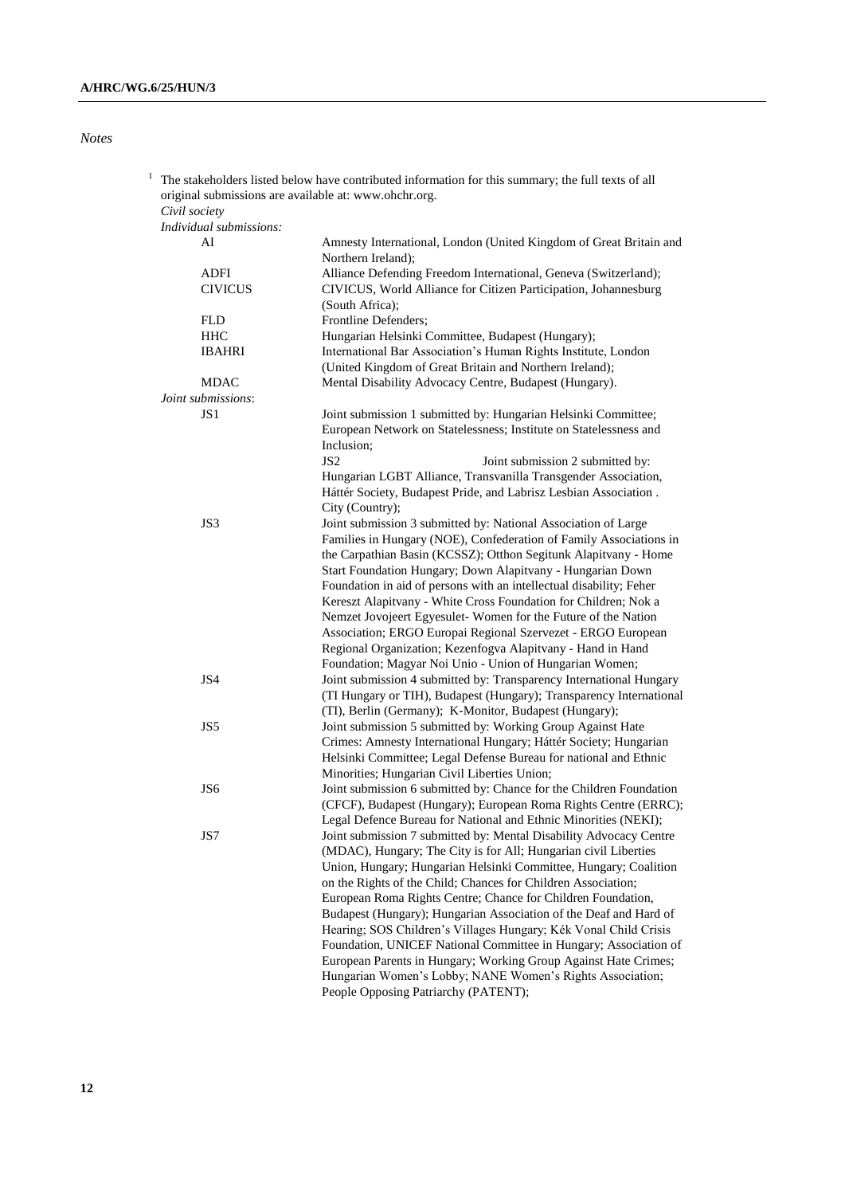*Notes*

[1] The stakeholders listed below have contributed information for this summary; the full texts of all original submissions are available at: www.ohchr.org.

*Civil society*

*Individual submissions:*

| | |
|---|---|
| AI | Amnesty International, London (United Kingdom of Great Britain and Northern Ireland); |
| ADFI | Alliance Defending Freedom International, Geneva (Switzerland); |
| CIVICUS | CIVICUS, World Alliance for Citizen Participation, Johannesburg (South Africa); |
| FLD | Frontline Defenders; |
| HHC | Hungarian Helsinki Committee, Budapest (Hungary); |
| IBAHRI | International Bar Association's Human Rights Institute, London (United Kingdom of Great Britain and Northern Ireland); |
| MDAC | Mental Disability Advocacy Centre, Budapest (Hungary). |

*Joint submissions*:

| | |
|---|---|
| JS1 | Joint submission 1 submitted by: Hungarian Helsinki Committee; European Network on Statelessness; Institute on Statelessness and Inclusion; |
| JS2 | Joint submission 2 submitted by: Hungarian LGBT Alliance, Transvanilla Transgender Association, Háttér Society, Budapest Pride, and Labrisz Lesbian Association . City (Country); |
| JS3 | Joint submission 3 submitted by: National Association of Large Families in Hungary (NOE), Confederation of Family Associations in the Carpathian Basin (KCSSZ); Otthon Segitunk Alapitvany - Home Start Foundation Hungary; Down Alapitvany - Hungarian Down Foundation in aid of persons with an intellectual disability; Feher Kereszt Alapitvany - White Cross Foundation for Children; Nok a Nemzet Jovojeert Egyesulet- Women for the Future of the Nation Association; ERGO Europai Regional Szervezet - ERGO European Regional Organization; Kezenfogva Alapitvany - Hand in Hand Foundation; Magyar Noi Unio - Union of Hungarian Women; |
| JS4 | Joint submission 4 submitted by: Transparency International Hungary (TI Hungary or TIH), Budapest (Hungary); Transparency International (TI), Berlin (Germany); K-Monitor, Budapest (Hungary); |
| JS5 | Joint submission 5 submitted by: Working Group Against Hate Crimes: Amnesty International Hungary; Háttér Society; Hungarian Helsinki Committee; Legal Defense Bureau for national and Ethnic Minorities; Hungarian Civil Liberties Union; |
| JS6 | Joint submission 6 submitted by: Chance for the Children Foundation (CFCF), Budapest (Hungary); European Roma Rights Centre (ERRC); Legal Defence Bureau for National and Ethnic Minorities (NEKI); |
| JS7 | Joint submission 7 submitted by: Mental Disability Advocacy Centre (MDAC), Hungary; The City is for All; Hungarian civil Liberties Union, Hungary; Hungarian Helsinki Committee, Hungary; Coalition on the Rights of the Child; Chances for Children Association; European Roma Rights Centre; Chance for Children Foundation, Budapest (Hungary); Hungarian Association of the Deaf and Hard of Hearing; SOS Children's Villages Hungary; Kék Vonal Child Crisis Foundation, UNICEF National Committee in Hungary; Association of European Parents in Hungary; Working Group Against Hate Crimes; Hungarian Women's Lobby; NANE Women's Rights Association; People Opposing Patriarchy (PATENT); |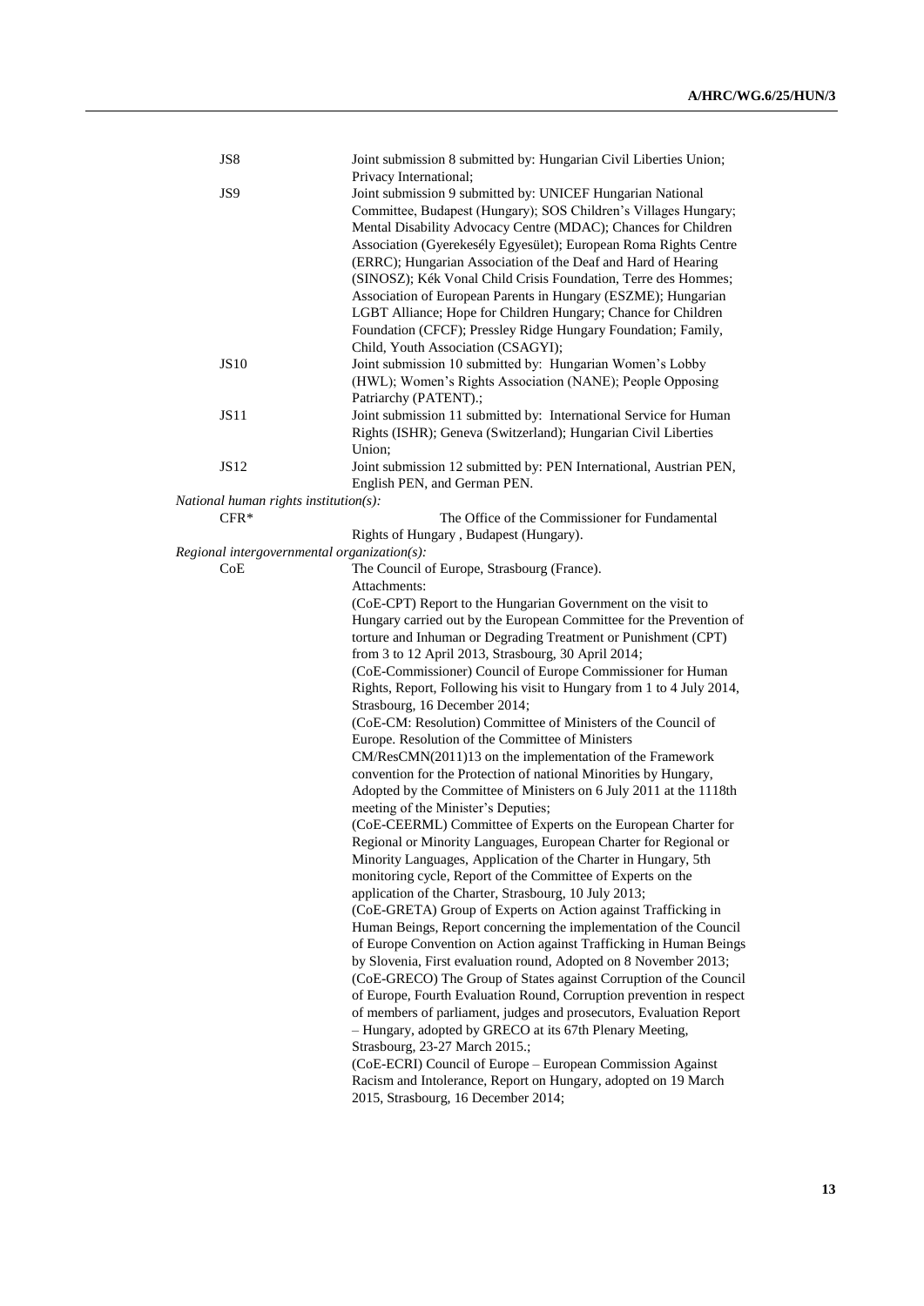| | |
|---|---|
| JS8 | Joint submission 8 submitted by: Hungarian Civil Liberties Union; Privacy International; |
| JS9 | Joint submission 9 submitted by: UNICEF Hungarian National Committee, Budapest (Hungary); SOS Children's Villages Hungary; Mental Disability Advocacy Centre (MDAC); Chances for Children Association (Gyerekesély Egyesület); European Roma Rights Centre (ERRC); Hungarian Association of the Deaf and Hard of Hearing (SINOSZ); Kék Vonal Child Crisis Foundation, Terre des Hommes; Association of European Parents in Hungary (ESZME); Hungarian LGBT Alliance; Hope for Children Hungary; Chance for Children Foundation (CFCF); Pressley Ridge Hungary Foundation; Family, Child, Youth Association (CSAGYI); |
| JS10 | Joint submission 10 submitted by: Hungarian Women's Lobby (HWL); Women's Rights Association (NANE); People Opposing Patriarchy (PATENT).; |
| JS11 | Joint submission 11 submitted by: International Service for Human Rights (ISHR); Geneva (Switzerland); Hungarian Civil Liberties Union; |
| JS12 | Joint submission 12 submitted by: PEN International, Austrian PEN, English PEN, and German PEN. |

*National human rights institution(s):*

| | |
|---|---|
| CFR* | The Office of the Commissioner for Fundamental Rights of Hungary , Budapest (Hungary). |

*Regional intergovernmental organization(s):*

| | |
|---|---|
| CoE | The Council of Europe, Strasbourg (France). Attachments: (CoE-CPT) Report to the Hungarian Government on the visit to Hungary carried out by the European Committee for the Prevention of torture and Inhuman or Degrading Treatment or Punishment (CPT) from 3 to 12 April 2013, Strasbourg, 30 April 2014; (CoE-Commissioner) Council of Europe Commissioner for Human Rights, Report, Following his visit to Hungary from 1 to 4 July 2014, Strasbourg, 16 December 2014; (CoE-CM: Resolution) Committee of Ministers of the Council of Europe. Resolution of the Committee of Ministers CM/ResCMN(2011)13 on the implementation of the Framework convention for the Protection of national Minorities by Hungary, Adopted by the Committee of Ministers on 6 July 2011 at the 1118th meeting of the Minister's Deputies; (CoE-CEERML) Committee of Experts on the European Charter for Regional or Minority Languages, European Charter for Regional or Minority Languages, Application of the Charter in Hungary, 5th monitoring cycle, Report of the Committee of Experts on the application of the Charter, Strasbourg, 10 July 2013; (CoE-GRETA) Group of Experts on Action against Trafficking in Human Beings, Report concerning the implementation of the Council of Europe Convention on Action against Trafficking in Human Beings by Slovenia, First evaluation round, Adopted on 8 November 2013; (CoE-GRECO) The Group of States against Corruption of the Council of Europe, Fourth Evaluation Round, Corruption prevention in respect of members of parliament, judges and prosecutors, Evaluation Report – Hungary, adopted by GRECO at its 67th Plenary Meeting, Strasbourg, 23-27 March 2015.; (CoE-ECRI) Council of Europe – European Commission Against Racism and Intolerance, Report on Hungary, adopted on 19 March 2015, Strasbourg, 16 December 2014; |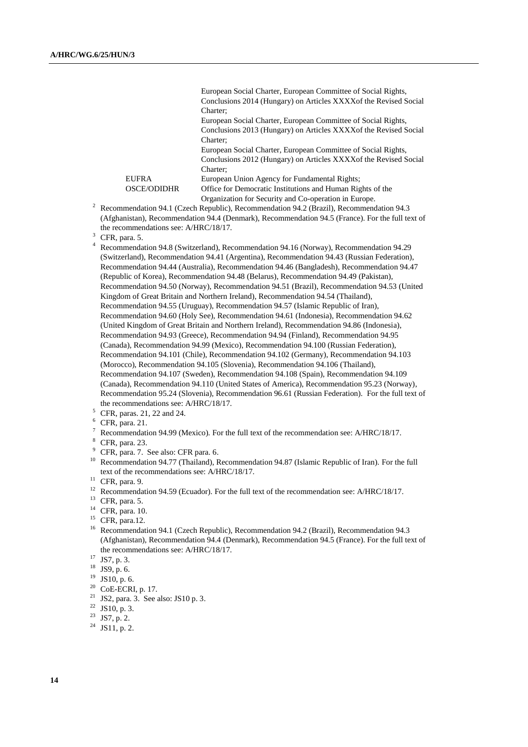| | |
|---|---|
| | European Social Charter, European Committee of Social Rights, Conclusions 2014 (Hungary) on Articles XXXXof the Revised Social Charter; |
| | European Social Charter, European Committee of Social Rights, Conclusions 2013 (Hungary) on Articles XXXXof the Revised Social Charter; |
| | European Social Charter, European Committee of Social Rights, Conclusions 2012 (Hungary) on Articles XXXXof the Revised Social Charter; |
| EUFRA | European Union Agency for Fundamental Rights; |
| OSCE/ODIDHR | Office for Democratic Institutions and Human Rights of the Organization for Security and Co-operation in Europe. |

[2] Recommendation 94.1 (Czech Republic), Recommendation 94.2 (Brazil), Recommendation 94.3 (Afghanistan), Recommendation 94.4 (Denmark), Recommendation 94.5 (France). For the full text of the recommendations see: A/HRC/18/17.

[3] CFR, para. 5.

[4] Recommendation 94.8 (Switzerland), Recommendation 94.16 (Norway), Recommendation 94.29 (Switzerland), Recommendation 94.41 (Argentina), Recommendation 94.43 (Russian Federation), Recommendation 94.44 (Australia), Recommendation 94.46 (Bangladesh), Recommendation 94.47 (Republic of Korea), Recommendation 94.48 (Belarus), Recommendation 94.49 (Pakistan), Recommendation 94.50 (Norway), Recommendation 94.51 (Brazil), Recommendation 94.53 (United Kingdom of Great Britain and Northern Ireland), Recommendation 94.54 (Thailand), Recommendation 94.55 (Uruguay), Recommendation 94.57 (Islamic Republic of Iran), Recommendation 94.60 (Holy See), Recommendation 94.61 (Indonesia), Recommendation 94.62 (United Kingdom of Great Britain and Northern Ireland), Recommendation 94.86 (Indonesia), Recommendation 94.93 (Greece), Recommendation 94.94 (Finland), Recommendation 94.95 (Canada), Recommendation 94.99 (Mexico), Recommendation 94.100 (Russian Federation), Recommendation 94.101 (Chile), Recommendation 94.102 (Germany), Recommendation 94.103 (Morocco), Recommendation 94.105 (Slovenia), Recommendation 94.106 (Thailand), Recommendation 94.107 (Sweden), Recommendation 94.108 (Spain), Recommendation 94.109 (Canada), Recommendation 94.110 (United States of America), Recommendation 95.23 (Norway), Recommendation 95.24 (Slovenia), Recommendation 96.61 (Russian Federation). For the full text of the recommendations see: A/HRC/18/17.

[5] CFR, paras. 21, 22 and 24.

[6] CFR, para. 21.

[7] Recommendation 94.99 (Mexico). For the full text of the recommendation see: A/HRC/18/17.

[8] CFR, para. 23.

[9] CFR, para. 7. See also: CFR para. 6.

[10] Recommendation 94.77 (Thailand), Recommendation 94.87 (Islamic Republic of Iran). For the full text of the recommendations see: A/HRC/18/17.

[11] CFR, para. 9.

[12] Recommendation 94.59 (Ecuador). For the full text of the recommendation see: A/HRC/18/17.

[13] CFR, para. 5.

[14] CFR, para. 10.

[15] CFR, para.12.

[16] Recommendation 94.1 (Czech Republic), Recommendation 94.2 (Brazil), Recommendation 94.3 (Afghanistan), Recommendation 94.4 (Denmark), Recommendation 94.5 (France). For the full text of the recommendations see: A/HRC/18/17.

[17] JS7, p. 3.

[18] JS9, p. 6.

[19] JS10, p. 6.

[20] CoE-ECRI, p. 17.

[21] JS2, para. 3. See also: JS10 p. 3.

[22] JS10, p. 3.

[23] JS7, p. 2.

[24] JS11, p. 2.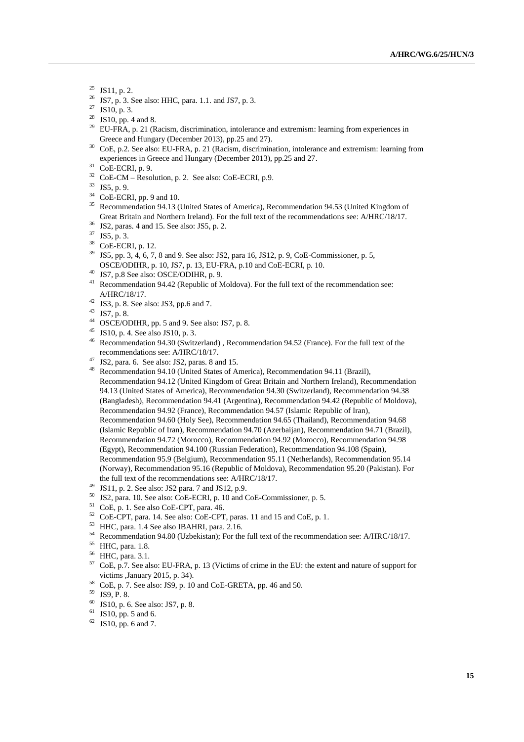[25] JS11, p. 2.

[26] JS7, p. 3. See also: HHC, para. 1.1. and JS7, p. 3.

[27] JS10, p. 3.

[28] JS10, pp. 4 and 8.

[29] EU-FRA, p. 21 (Racism, discrimination, intolerance and extremism: learning from experiences in Greece and Hungary (December 2013), pp.25 and 27).

[30] CoE, p.2. See also: EU-FRA, p. 21 (Racism, discrimination, intolerance and extremism: learning from experiences in Greece and Hungary (December 2013), pp.25 and 27.

[31] CoE-ECRI, p. 9.

[32] CoE-CM – Resolution, p. 2. See also: CoE-ECRI, p.9.

[33] JS5, p. 9.

[34] CoE-ECRI, pp. 9 and 10.

[35] Recommendation 94.13 (United States of America), Recommendation 94.53 (United Kingdom of Great Britain and Northern Ireland). For the full text of the recommendations see: A/HRC/18/17.

[36] JS2, paras. 4 and 15. See also: JS5, p. 2.

[37] JS5, p. 3.

[38] CoE-ECRI, p. 12.

[39] JS5, pp. 3, 4, 6, 7, 8 and 9. See also: JS2, para 16, JS12, p. 9, CoE-Commissioner, p. 5, OSCE/ODIHR, p. 10, JS7, p. 13, EU-FRA, p.10 and CoE-ECRI, p. 10.

[40] JS7, p.8 See also: OSCE/ODIHR, p. 9.

[41] Recommendation 94.42 (Republic of Moldova). For the full text of the recommendation see: A/HRC/18/17.

[42] JS3, p. 8. See also: JS3, pp.6 and 7.

[43] JS7, p. 8.

[44] OSCE/ODIHR, pp. 5 and 9. See also: JS7, p. 8.

[45] JS10, p. 4. See also JS10, p. 3.

[46] Recommendation 94.30 (Switzerland) , Recommendation 94.52 (France). For the full text of the recommendations see: A/HRC/18/17.

[47] JS2, para. 6. See also: JS2, paras. 8 and 15.

[48] Recommendation 94.10 (United States of America), Recommendation 94.11 (Brazil), Recommendation 94.12 (United Kingdom of Great Britain and Northern Ireland), Recommendation 94.13 (United States of America), Recommendation 94.30 (Switzerland), Recommendation 94.38 (Bangladesh), Recommendation 94.41 (Argentina), Recommendation 94.42 (Republic of Moldova), Recommendation 94.92 (France), Recommendation 94.57 (Islamic Republic of Iran), Recommendation 94.60 (Holy See), Recommendation 94.65 (Thailand), Recommendation 94.68 (Islamic Republic of Iran), Recommendation 94.70 (Azerbaijan), Recommendation 94.71 (Brazil), Recommendation 94.72 (Morocco), Recommendation 94.92 (Morocco), Recommendation 94.98 (Egypt), Recommendation 94.100 (Russian Federation), Recommendation 94.108 (Spain), Recommendation 95.9 (Belgium), Recommendation 95.11 (Netherlands), Recommendation 95.14 (Norway), Recommendation 95.16 (Republic of Moldova), Recommendation 95.20 (Pakistan). For the full text of the recommendations see: A/HRC/18/17.

[49] JS11, p. 2. See also: JS2 para. 7 and JS12, p.9.

[50] JS2, para. 10. See also: CoE-ECRI, p. 10 and CoE-Commissioner, p. 5.

[51] CoE, p. 1. See also CoE-CPT, para. 46.

[52] CoE-CPT, para. 14. See also: CoE-CPT, paras. 11 and 15 and CoE, p. 1.

[53] HHC, para. 1.4 See also IBAHRI, para. 2.16.

[54] Recommendation 94.80 (Uzbekistan); For the full text of the recommendation see: A/HRC/18/17.

[55] HHC, para. 1.8.

[56] HHC, para. 3.1.

[57] CoE, p.7. See also: EU-FRA, p. 13 (Victims of crime in the EU: the extent and nature of support for victims ,January 2015, p. 34).

[58] CoE, p. 7. See also: JS9, p. 10 and CoE-GRETA, pp. 46 and 50.

[59] JS9, P. 8.

[60] JS10, p. 6. See also: JS7, p. 8.

[61] JS10, pp. 5 and 6.

[62] JS10, pp. 6 and 7.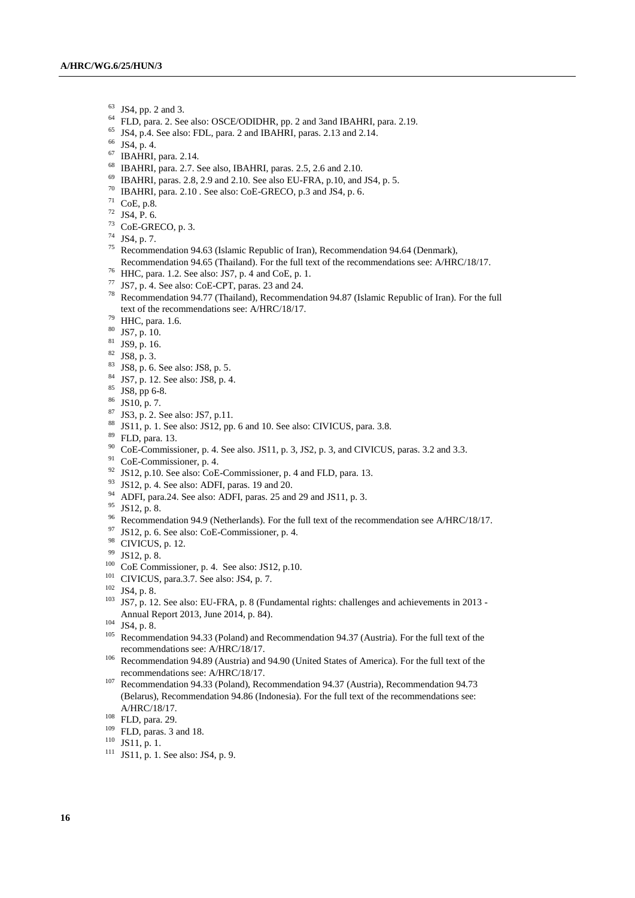[63] JS4, pp. 2 and 3.

[64] FLD, para. 2. See also: OSCE/ODIDHR, pp. 2 and 3and IBAHRI, para. 2.19.

[65] JS4, p.4. See also: FDL, para. 2 and IBAHRI, paras. 2.13 and 2.14.

[66] JS4, p. 4.

[67] IBAHRI, para. 2.14.

[68] IBAHRI, para. 2.7. See also, IBAHRI, paras. 2.5, 2.6 and 2.10.

[69] IBAHRI, paras. 2.8, 2.9 and 2.10. See also EU-FRA, p.10, and JS4, p. 5.

[70] IBAHRI, para. 2.10 . See also: CoE-GRECO, p.3 and JS4, p. 6.

[71] CoE, p.8.

[72] JS4, P. 6.

[73] CoE-GRECO, p. 3.

[74] JS4, p. 7.

[75] Recommendation 94.63 (Islamic Republic of Iran), Recommendation 94.64 (Denmark), Recommendation 94.65 (Thailand). For the full text of the recommendations see: A/HRC/18/17.

[76] HHC, para. 1.2. See also: JS7, p. 4 and CoE, p. 1.

[77] JS7, p. 4. See also: CoE-CPT, paras. 23 and 24.

[78] Recommendation 94.77 (Thailand), Recommendation 94.87 (Islamic Republic of Iran). For the full text of the recommendations see: A/HRC/18/17.

[79] HHC, para. 1.6.

[80] JS7, p. 10.

[81] JS9, p. 16.

[82] JS8, p. 3.

[83] JS8, p. 6. See also: JS8, p. 5.

[84] JS7, p. 12. See also: JS8, p. 4.

[85] JS8, pp 6-8.

[86] JS10, p. 7.

[87] JS3, p. 2. See also: JS7, p.11.

[88] JS11, p. 1. See also: JS12, pp. 6 and 10. See also: CIVICUS, para. 3.8.

[89] FLD, para. 13.

[90] CoE-Commissioner, p. 4. See also. JS11, p. 3, JS2, p. 3, and CIVICUS, paras. 3.2 and 3.3.

[91] CoE-Commissioner, p. 4.

[92] JS12, p.10. See also: CoE-Commissioner, p. 4 and FLD, para. 13.

[93] JS12, p. 4. See also: ADFI, paras. 19 and 20.

[94] ADFI, para.24. See also: ADFI, paras. 25 and 29 and JS11, p. 3.

[95] JS12, p. 8.

[96] Recommendation 94.9 (Netherlands). For the full text of the recommendation see A/HRC/18/17.

[97] JS12, p. 6. See also: CoE-Commissioner, p. 4.

[98] CIVICUS, p. 12.

[99] JS12, p. 8.

[100] CoE Commissioner, p. 4. See also: JS12, p.10.

[101] CIVICUS, para.3.7. See also: JS4, p. 7.

[102] JS4, p. 8.

[103] JS7, p. 12. See also: EU-FRA, p. 8 (Fundamental rights: challenges and achievements in 2013 - Annual Report 2013, June 2014, p. 84).

[104] JS4, p. 8.

[105] Recommendation 94.33 (Poland) and Recommendation 94.37 (Austria). For the full text of the recommendations see: A/HRC/18/17.

[106] Recommendation 94.89 (Austria) and 94.90 (United States of America). For the full text of the recommendations see: A/HRC/18/17.

[107] Recommendation 94.33 (Poland), Recommendation 94.37 (Austria), Recommendation 94.73 (Belarus), Recommendation 94.86 (Indonesia). For the full text of the recommendations see: A/HRC/18/17.

[108] FLD, para. 29.

[109] FLD, paras. 3 and 18.

[110] JS11, p. 1.

[111] JS11, p. 1. See also: JS4, p. 9.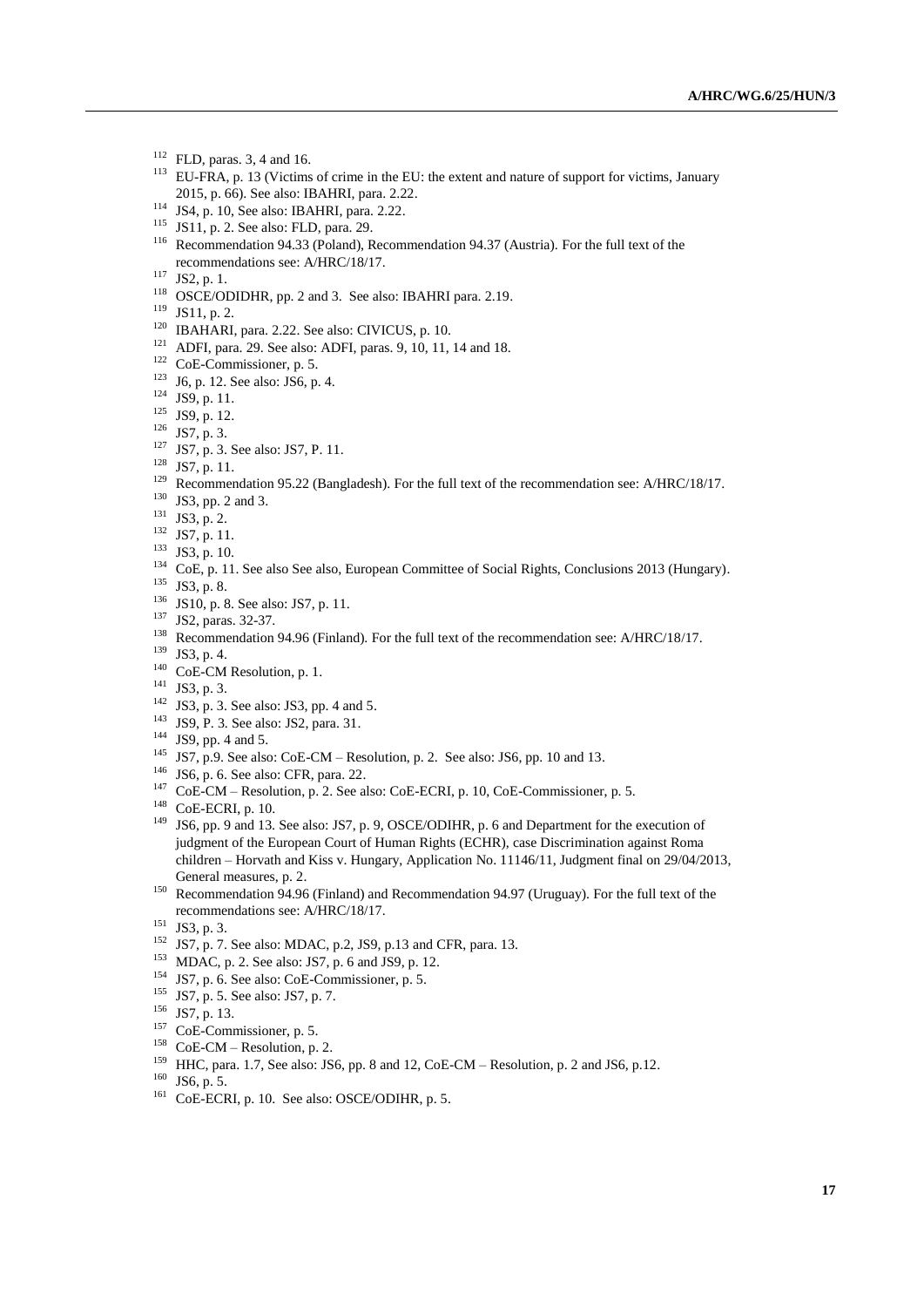[112] FLD, paras. 3, 4 and 16.

[113] EU-FRA, p. 13 (Victims of crime in the EU: the extent and nature of support for victims, January 2015, p. 66). See also: IBAHRI, para. 2.22.

[114] JS4, p. 10, See also: IBAHRI, para. 2.22.

[115] JS11, p. 2. See also: FLD, para. 29.

[116] Recommendation 94.33 (Poland), Recommendation 94.37 (Austria). For the full text of the recommendations see: A/HRC/18/17.

[117] JS2, p. 1.

[118] OSCE/ODIDHR, pp. 2 and 3. See also: IBAHRI para. 2.19.

[119] JS11, p. 2.

[120] IBAHARI, para. 2.22. See also: CIVICUS, p. 10.

[121] ADFI, para. 29. See also: ADFI, paras. 9, 10, 11, 14 and 18.

[122] CoE-Commissioner, p. 5.

[123] J6, p. 12. See also: JS6, p. 4.

[124] JS9, p. 11.

[125] JS9, p. 12.

[126] JS7, p. 3.

[127] JS7, p. 3. See also: JS7, P. 11.

[128] JS7, p. 11.

[129] Recommendation 95.22 (Bangladesh). For the full text of the recommendation see: A/HRC/18/17.

[130] JS3, pp. 2 and 3.

[131] JS3, p. 2.

[132] JS7, p. 11.

[133] JS3, p. 10.

[134] CoE, p. 11. See also See also, European Committee of Social Rights, Conclusions 2013 (Hungary).

[135] JS3, p. 8.

[136] JS10, p. 8. See also: JS7, p. 11.

[137] JS2, paras. 32-37.

[138] Recommendation 94.96 (Finland). For the full text of the recommendation see: A/HRC/18/17.

[139] JS3, p. 4.

[140] CoE-CM Resolution, p. 1.

[141] JS3, p. 3.

[142] JS3, p. 3. See also: JS3, pp. 4 and 5.

[143] JS9, P. 3. See also: JS2, para. 31.

[144] JS9, pp. 4 and 5.

[145] JS7, p.9. See also: CoE-CM – Resolution, p. 2. See also: JS6, pp. 10 and 13.

[146] JS6, p. 6. See also: CFR, para. 22.

[147] CoE-CM – Resolution, p. 2. See also: CoE-ECRI, p. 10, CoE-Commissioner, p. 5.

[148] CoE-ECRI, p. 10.

[149] JS6, pp. 9 and 13. See also: JS7, p. 9, OSCE/ODIHR, p. 6 and Department for the execution of judgment of the European Court of Human Rights (ECHR), case Discrimination against Roma children – Horvath and Kiss v. Hungary, Application No. 11146/11, Judgment final on 29/04/2013, General measures, p. 2.

[150] Recommendation 94.96 (Finland) and Recommendation 94.97 (Uruguay). For the full text of the recommendations see: A/HRC/18/17.

[151] JS3, p. 3.

[152] JS7, p. 7. See also: MDAC, p.2, JS9, p.13 and CFR, para. 13.

[153] MDAC, p. 2. See also: JS7, p. 6 and JS9, p. 12.

[154] JS7, p. 6. See also: CoE-Commissioner, p. 5.

[155] JS7, p. 5. See also: JS7, p. 7.

[156] JS7, p. 13.

[157] CoE-Commissioner, p. 5.

[158] CoE-CM – Resolution, p. 2.

[159] HHC, para. 1.7, See also: JS6, pp. 8 and 12, CoE-CM – Resolution, p. 2 and JS6, p.12.

[160] JS6, p. 5.

[161] CoE-ECRI, p. 10. See also: OSCE/ODIHR, p. 5.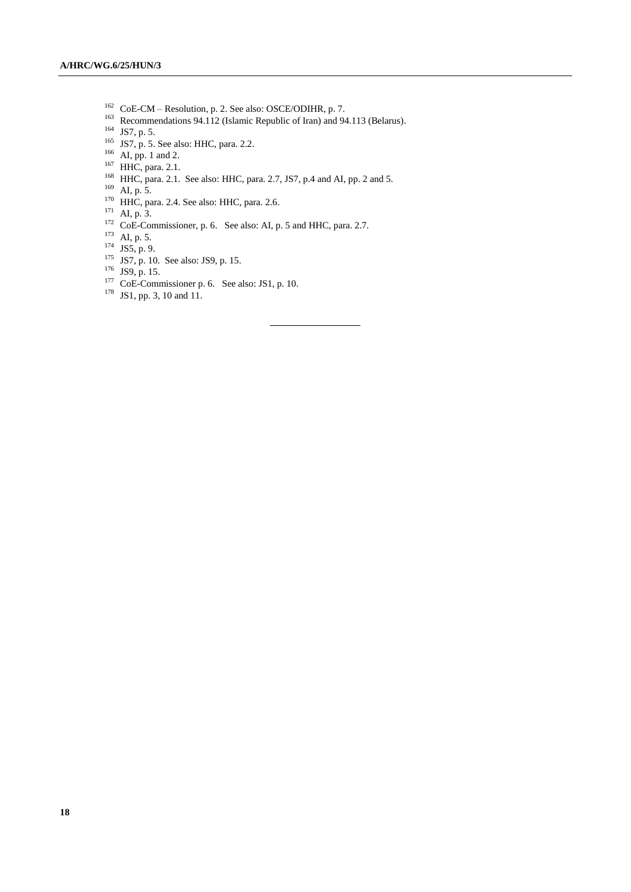[162] CoE-CM – Resolution, p. 2. See also: OSCE/ODIHR, p. 7.

[163] Recommendations 94.112 (Islamic Republic of Iran) and 94.113 (Belarus).

[164] JS7, p. 5.

[165] JS7, p. 5. See also: HHC, para. 2.2.

[166] AI, pp. 1 and 2.

[167] HHC, para. 2.1.

[168] HHC, para. 2.1. See also: HHC, para. 2.7, JS7, p.4 and AI, pp. 2 and 5.

[169] AI, p. 5.

[170] HHC, para. 2.4. See also: HHC, para. 2.6.

[171] AI, p. 3.

[172] CoE-Commissioner, p. 6. See also: AI, p. 5 and HHC, para. 2.7.

[173] AI, p. 5.

[174] JS5, p. 9.

[175] JS7, p. 10. See also: JS9, p. 15.

[176] JS9, p. 15.

[177] CoE-Commissioner p. 6. See also: JS1, p. 10.

[178] JS1, pp. 3, 10 and 11.